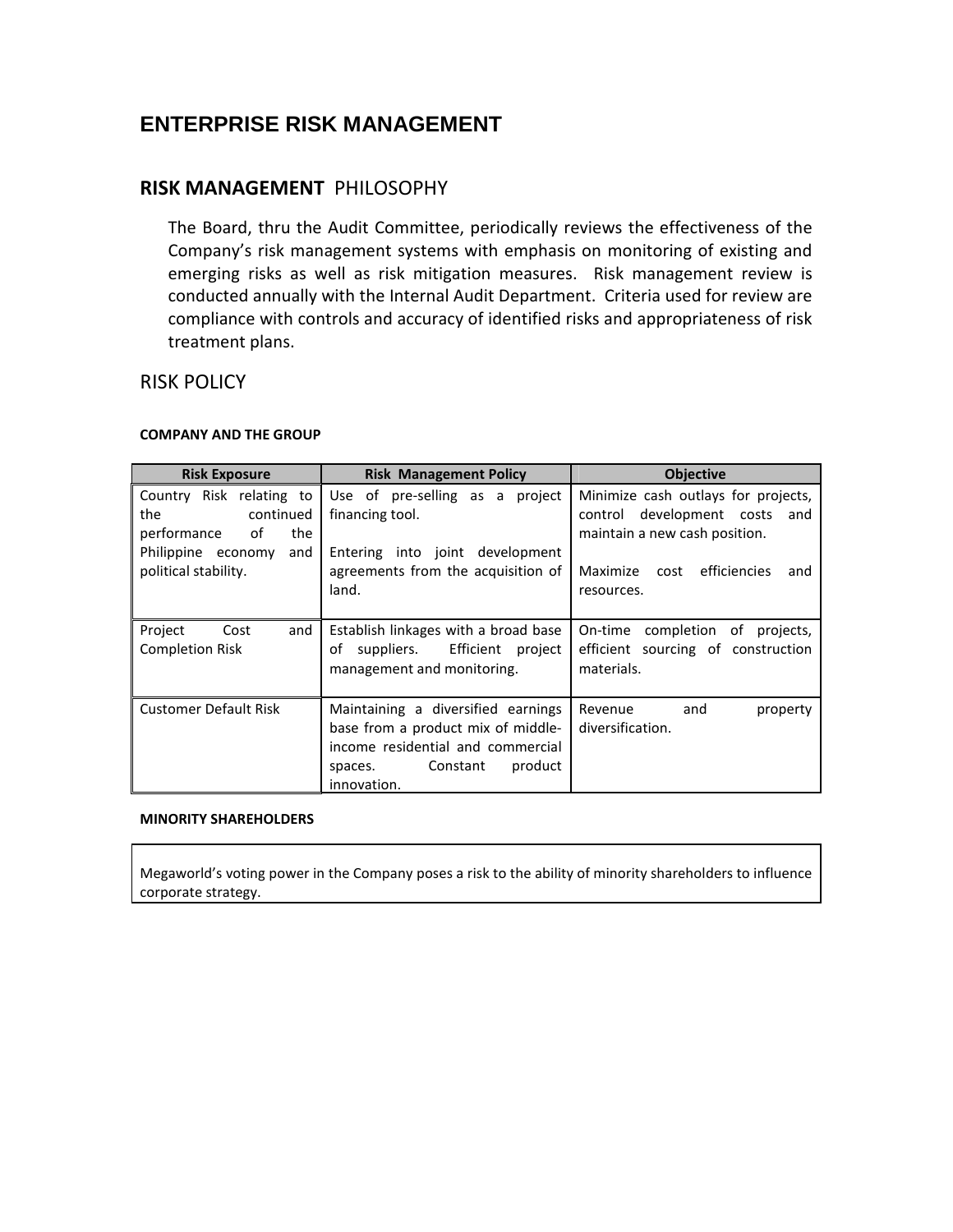# ENTERPRISE RISK MANAGEMENT

## RISK MANAGEMENT PHILOSOPHY

The Board, thru the Audit Committee, periodically reviews the effectiveness of the Company's risk management systems with emphasis on monitoring of existing and emerging risks as well as risk mitigation measures. Risk management review is conducted annually with the Internal Audit Department. Criteria used for review are compliance with controls and accuracy of identified risks and appropriateness of risk treatment plans.

## RISK POLICY

#### COMPANY AND THE GROUP

| Risk Exposure | Risk Management Policy | Objective |
|---|---|---|
| Country Risk relating to the continued performance of the Philippine economy and political stability. | Use of pre-selling as a project financing tool.<br><br>Entering into joint development agreements from the acquisition of land. | Minimize cash outlays for projects, control development costs and maintain a new cash position.<br><br>Maximize cost efficiencies and resources. |
| Project Cost and Completion Risk | Establish linkages with a broad base of suppliers. Efficient project management and monitoring. | On-time completion of projects, efficient sourcing of construction materials. |
| Customer Default Risk | Maintaining a diversified earnings base from a product mix of middle-income residential and commercial spaces. Constant product innovation. | Revenue and property diversification. |

#### MINORITY SHAREHOLDERS

Megaworld's voting power in the Company poses a risk to the ability of minority shareholders to influence corporate strategy.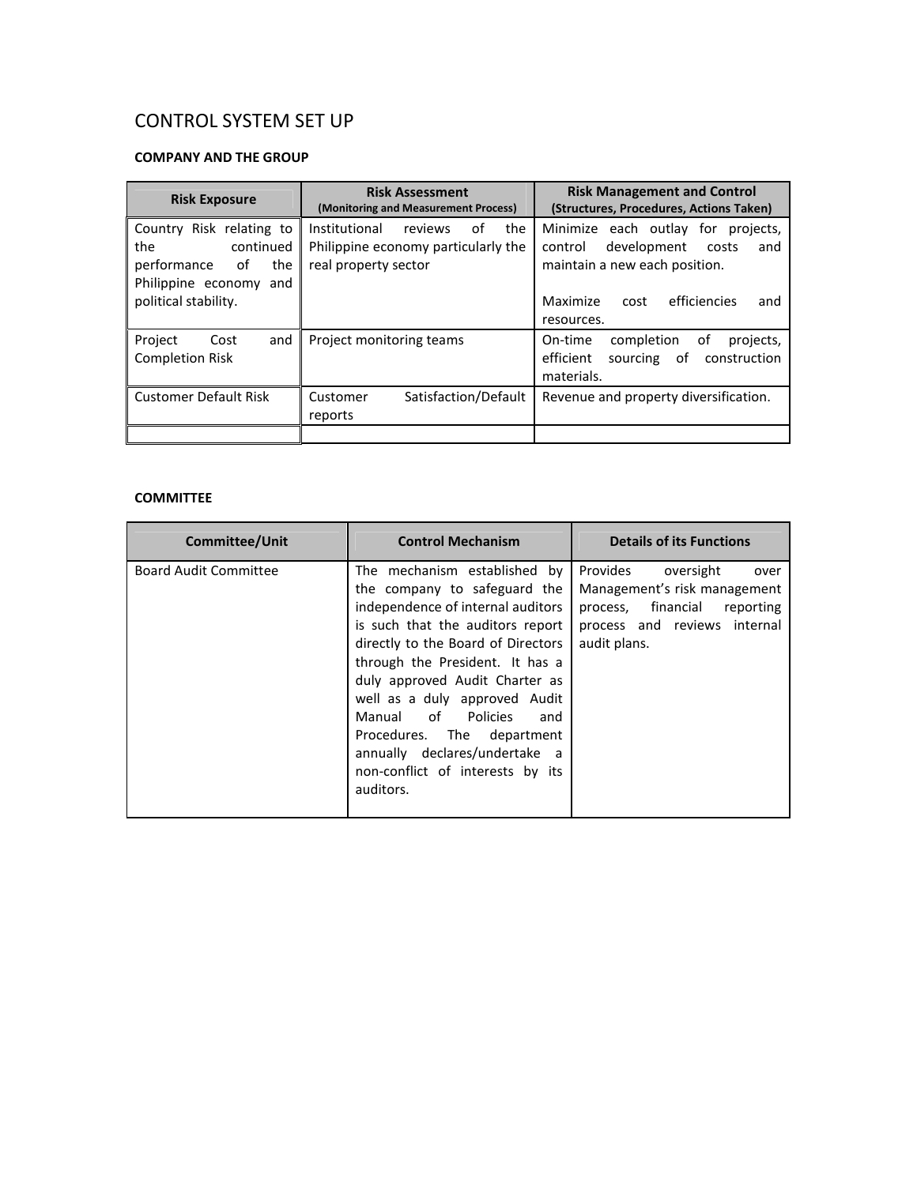# CONTROL SYSTEM SET UP

**COMPANY AND THE GROUP**

| Risk Exposure | Risk Assessment (Monitoring and Measurement Process) | Risk Management and Control (Structures, Procedures, Actions Taken) |
|---|---|---|
| Country Risk relating to the continued performance of the Philippine economy and political stability. | Institutional reviews of the Philippine economy particularly the real property sector | Minimize each outlay for projects, control development costs and maintain a new each position.<br><br>Maximize cost efficiencies and resources. |
| Project Cost and Completion Risk | Project monitoring teams | On-time completion of projects, efficient sourcing of construction materials. |
| Customer Default Risk | Customer Satisfaction/Default reports | Revenue and property diversification. |
| | | |

**COMMITTEE**

| Committee/Unit | Control Mechanism | Details of its Functions |
|---|---|---|
| Board Audit Committee | The mechanism established by the company to safeguard the independence of internal auditors is such that the auditors report directly to the Board of Directors through the President. It has a duly approved Audit Charter as well as a duly approved Audit Manual of Policies and Procedures. The department annually declares/undertake a non-conflict of interests by its auditors. | Provides oversight over Management's risk management process, financial reporting process and reviews internal audit plans. |